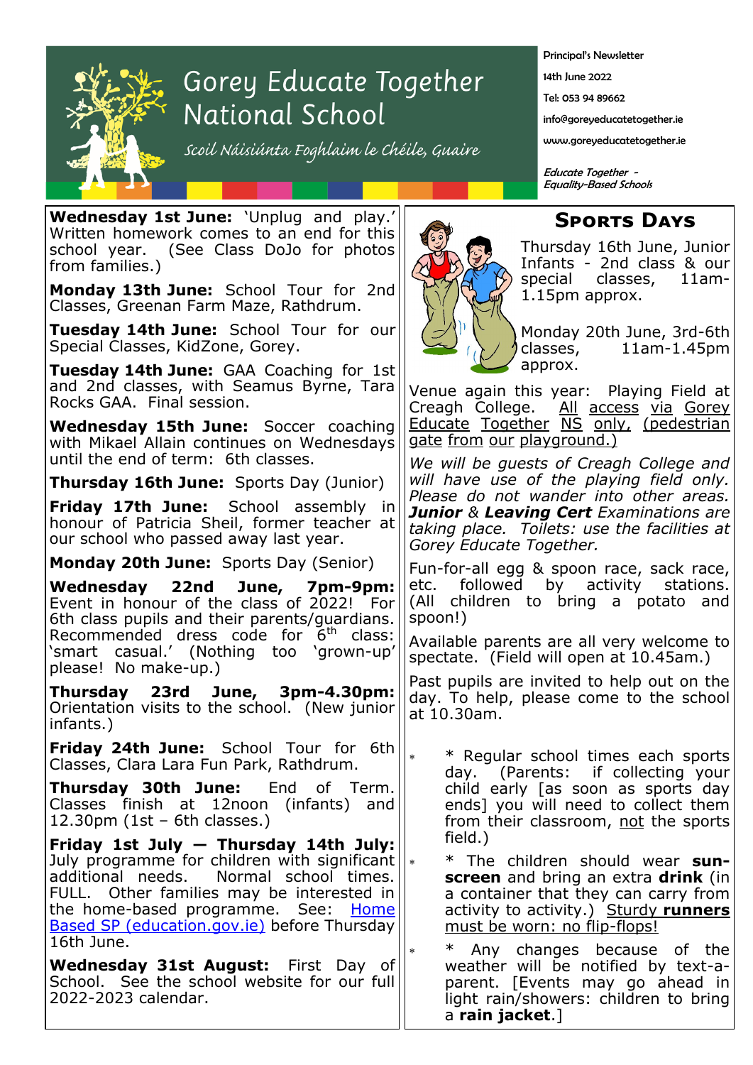# Gorey Educate Together National School

*Scoil Náisiúnta Foghlaim le Chéile, Guaire*

Principal's Newsletter

14th June 2022

Tel: 053 94 89662

info@goreyeducatetogether.ie

www.goreyeducatetogether.ie

*Educate Together - Equality-Based Schools*

**Wednesday 1st June:** 'Unplug and play.' Written homework comes to an end for this school year. (See Class DoJo for photos from families.)

**Monday 13th June:** School Tour for 2nd Classes, Greenan Farm Maze, Rathdrum.

**Tuesday 14th June:** School Tour for our Special Classes, KidZone, Gorey.

**Tuesday 14th June:** GAA Coaching for 1st and 2nd classes, with Seamus Byrne, Tara Rocks GAA. Final session.

**Wednesday 15th June:** Soccer coaching with Mikael Allain continues on Wednesdays until the end of term: 6th classes.

**Thursday 16th June:** Sports Day (Junior)

**Friday 17th June:** School assembly in honour of Patricia Sheil, former teacher at our school who passed away last year.

**Monday 20th June:** Sports Day (Senior)

**Wednesday 22nd June, 7pm-9pm:** Event in honour of the class of 2022! For 6th class pupils and their parents/guardians. Recommended dress code for 6th class: 'smart casual.' (Nothing too 'grown-up' please! No make-up.)

**Thursday 23rd June, 3pm-4.30pm:** Orientation visits to the school. (New junior infants.)

**Friday 24th June:** School Tour for 6th Classes, Clara Lara Fun Park, Rathdrum.

**Thursday 30th June:** End of Term. Classes finish at 12noon (infants) and 12.30pm (1st – 6th classes.)

**Friday 1st July — Thursday 14th July:** July programme for children with significant additional needs. Normal school times. FULL. Other families may be interested in the home-based programme. See: Home Based SP (education.gov.ie) before Thursday 16th June.

**Wednesday 31st August:** First Day of School. See the school website for our full 2022-2023 calendar.

## Sports Days

Thursday 16th June, Junior Infants - 2nd class & our special classes, 11am-1.15pm approx.

Monday 20th June, 3rd-6th classes, 11am-1.45pm approx.

Venue again this year: Playing Field at Creagh College. All access via Gorey Educate Together NS only, (pedestrian gate from our playground.)

*We will be guests of Creagh College and will have use of the playing field only. Please do not wander into other areas.* ***Junior*** *&* ***Leaving Cert*** *Examinations are taking place. Toilets: use the facilities at Gorey Educate Together.*

Fun-for-all egg & spoon race, sack race, etc. followed by activity stations. (All children to bring a potato and spoon!)

Available parents are all very welcome to spectate. (Field will open at 10.45am.)

Past pupils are invited to help out on the day. To help, please come to the school at 10.30am.

- \* Regular school times each sports day. (Parents: if collecting your child early [as soon as sports day ends] you will need to collect them from their classroom, not the sports field.)
- \* The children should wear **sun-screen** and bring an extra **drink** (in a container that they can carry from activity to activity.) Sturdy **runners** must be worn: no flip-flops!
- \* Any changes because of the weather will be notified by text-a-parent. [Events may go ahead in light rain/showers: children to bring a **rain jacket**.]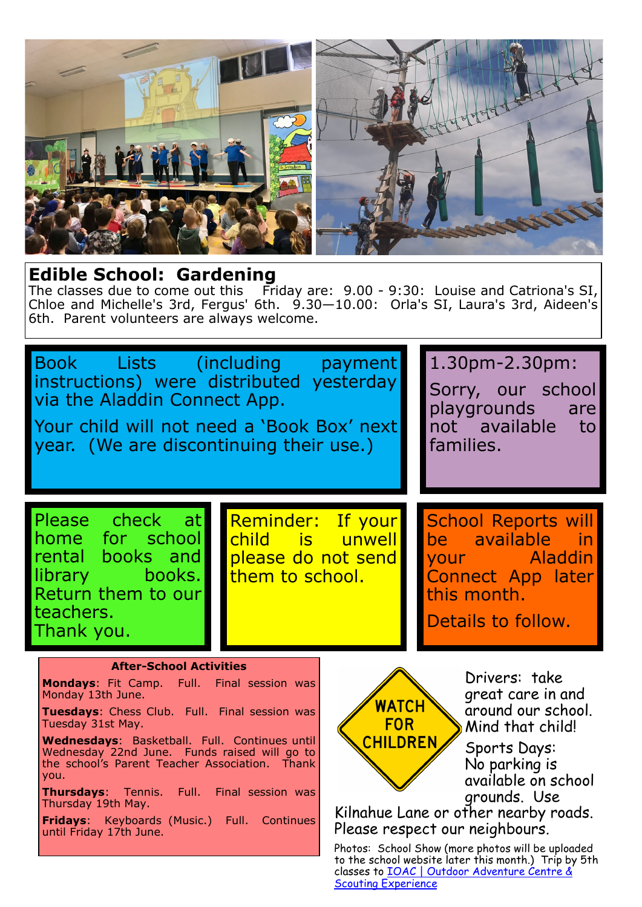## Edible School: Gardening

The classes due to come out this Friday are: 9.00 - 9:30: Louise and Catriona's SI, Chloe and Michelle's 3rd, Fergus' 6th. 9.30—10.00: Orla's SI, Laura's 3rd, Aideen's 6th. Parent volunteers are always welcome.

Book Lists (including payment instructions) were distributed yesterday via the Aladdin Connect App.

Your child will not need a 'Book Box' next year. (We are discontinuing their use.)

1.30pm-2.30pm:

Sorry, our school playgrounds are not available to families.

Please check at home for school rental books and library books. Return them to our teachers. Thank you.

Reminder: If your child is unwell please do not send them to school.

School Reports will be available in your Aladdin Connect App later this month.

Details to follow.

**After-School Activities**

**Mondays**: Fit Camp. Full. Final session was Monday 13th June.

**Tuesdays**: Chess Club. Full. Final session was Tuesday 31st May.

**Wednesdays**: Basketball. Full. Continues until Wednesday 22nd June. Funds raised will go to the school's Parent Teacher Association. Thank you.

**Thursdays**: Tennis. Full. Final session was Thursday 19th May.

**Fridays**: Keyboards (Music.) Full. Continues until Friday 17th June.

WATCH FOR CHILDREN

Drivers: take great care in and around our school. Mind that child!

Sports Days: No parking is available on school grounds. Use Kilnahue Lane or other nearby roads. Please respect our neighbours.

Photos: School Show (more photos will be uploaded to the school website later this month.) Trip by 5th classes to [IOAC | Outdoor Adventure Centre & Scouting Experience]